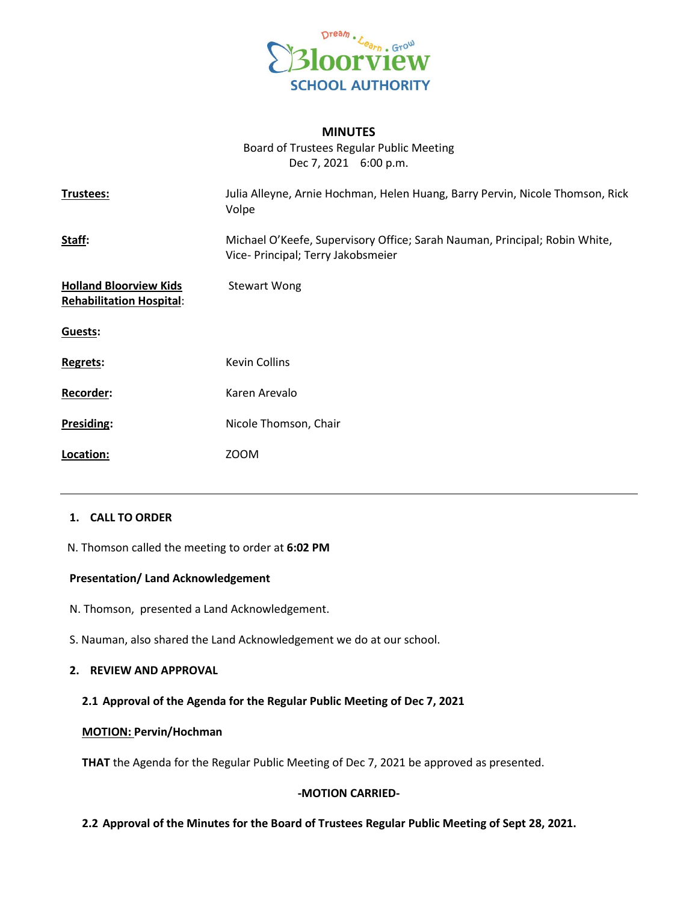Dream . Learn . Grow

Bloorview

SCHOOL AUTHORITY

# MINUTES

Board of Trustees Regular Public Meeting
Dec 7, 2021 6:00 p.m.

| | |
|---|---|
| **Trustees:** | Julia Alleyne, Arnie Hochman, Helen Huang, Barry Pervin, Nicole Thomson, Rick Volpe |
| **Staff:** | Michael O'Keefe, Supervisory Office; Sarah Nauman, Principal; Robin White, Vice- Principal; Terry Jakobsmeier |
| **Holland Bloorview Kids Rehabilitation Hospital:** | Stewart Wong |
| **Guests:** | |
| **Regrets:** | Kevin Collins |
| **Recorder:** | Karen Arevalo |
| **Presiding:** | Nicole Thomson, Chair |
| **Location:** | ZOOM |

---

## 1. CALL TO ORDER

N. Thomson called the meeting to order at **6:02 PM**

**Presentation/ Land Acknowledgement**

N. Thomson, presented a Land Acknowledgement.

S. Nauman, also shared the Land Acknowledgement we do at our school.

## 2. REVIEW AND APPROVAL

### 2.1 Approval of the Agenda for the Regular Public Meeting of Dec 7, 2021

**MOTION: Pervin/Hochman**

**THAT** the Agenda for the Regular Public Meeting of Dec 7, 2021 be approved as presented.

**-MOTION CARRIED-**

### 2.2 Approval of the Minutes for the Board of Trustees Regular Public Meeting of Sept 28, 2021.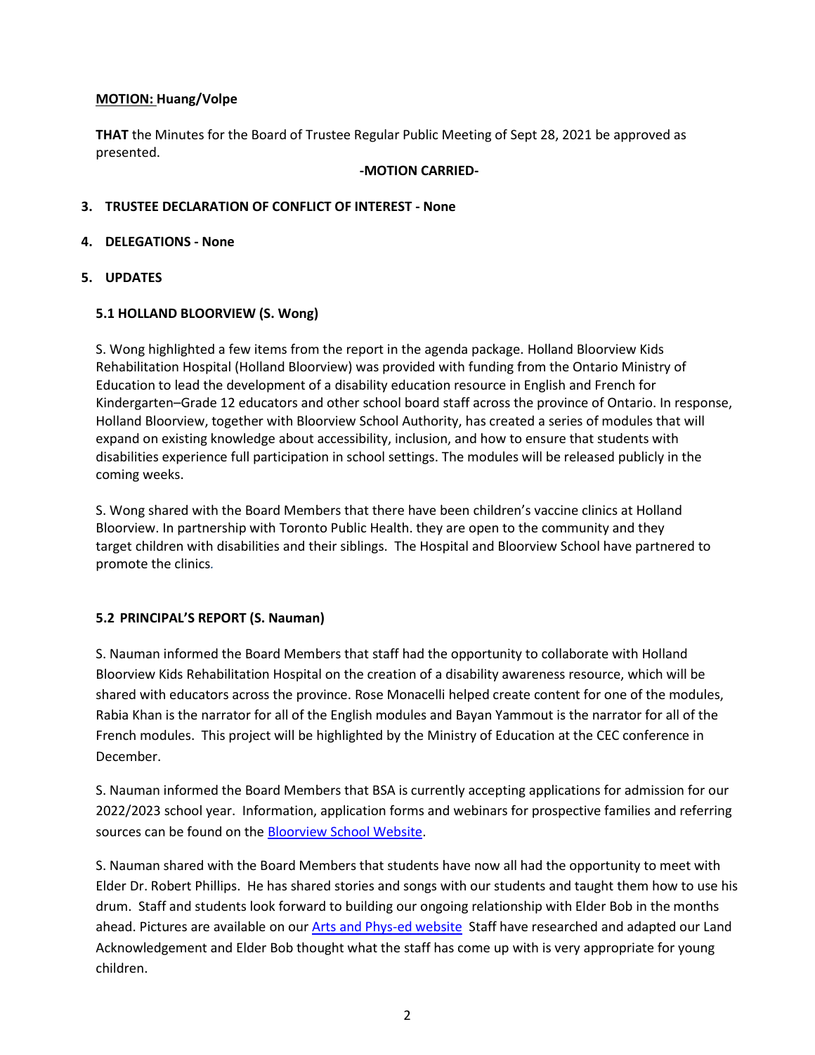**<u>MOTION:</u> Huang/Volpe**

**THAT** the Minutes for the Board of Trustee Regular Public Meeting of Sept 28, 2021 be approved as presented.

**-MOTION CARRIED-**

## 3. TRUSTEE DECLARATION OF CONFLICT OF INTEREST - None

## 4. DELEGATIONS - None

## 5. UPDATES

### 5.1 HOLLAND BLOORVIEW (S. Wong)

S. Wong highlighted a few items from the report in the agenda package. Holland Bloorview Kids Rehabilitation Hospital (Holland Bloorview) was provided with funding from the Ontario Ministry of Education to lead the development of a disability education resource in English and French for Kindergarten–Grade 12 educators and other school board staff across the province of Ontario. In response, Holland Bloorview, together with Bloorview School Authority, has created a series of modules that will expand on existing knowledge about accessibility, inclusion, and how to ensure that students with disabilities experience full participation in school settings. The modules will be released publicly in the coming weeks.

S. Wong shared with the Board Members that there have been children's vaccine clinics at Holland Bloorview. In partnership with Toronto Public Health. they are open to the community and they target children with disabilities and their siblings. The Hospital and Bloorview School have partnered to promote the clinics.

### 5.2 PRINCIPAL'S REPORT (S. Nauman)

S. Nauman informed the Board Members that staff had the opportunity to collaborate with Holland Bloorview Kids Rehabilitation Hospital on the creation of a disability awareness resource, which will be shared with educators across the province. Rose Monacelli helped create content for one of the modules, Rabia Khan is the narrator for all of the English modules and Bayan Yammout is the narrator for all of the French modules. This project will be highlighted by the Ministry of Education at the CEC conference in December.

S. Nauman informed the Board Members that BSA is currently accepting applications for admission for our 2022/2023 school year. Information, application forms and webinars for prospective families and referring sources can be found on the [Bloorview School Website](#).

S. Nauman shared with the Board Members that students have now all had the opportunity to meet with Elder Dr. Robert Phillips. He has shared stories and songs with our students and taught them how to use his drum. Staff and students look forward to building our ongoing relationship with Elder Bob in the months ahead. Pictures are available on our [Arts and Phys-ed website](#) Staff have researched and adapted our Land Acknowledgement and Elder Bob thought what the staff has come up with is very appropriate for young children.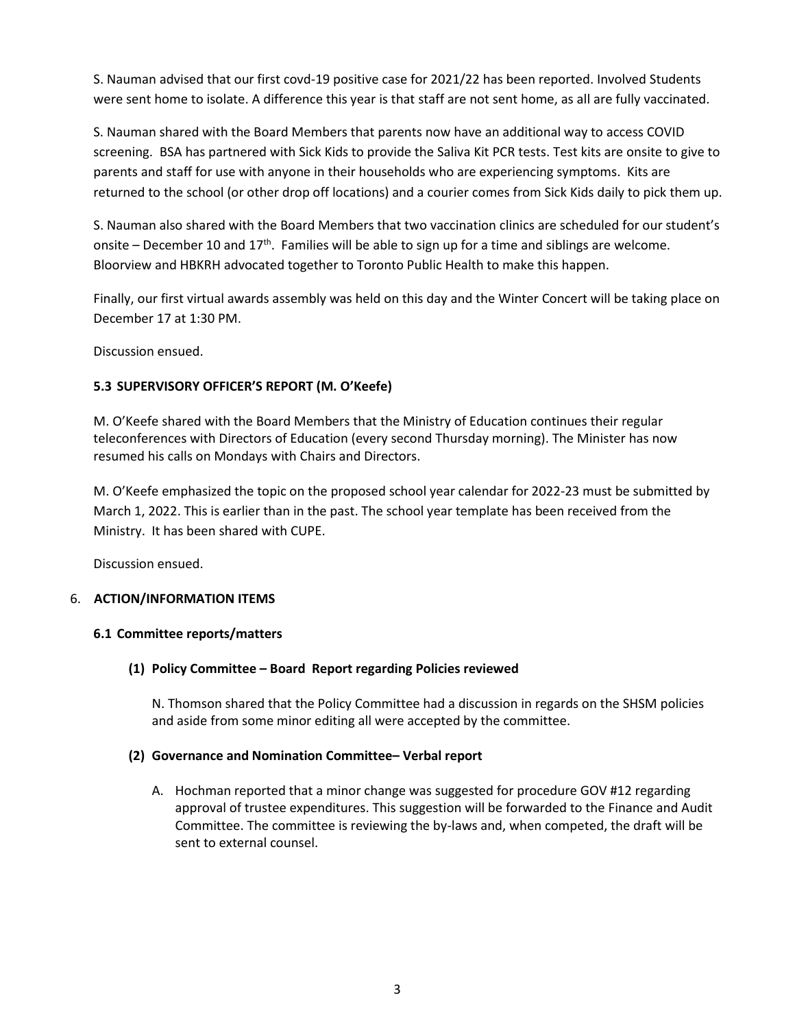S. Nauman advised that our first covd-19 positive case for 2021/22 has been reported. Involved Students were sent home to isolate. A difference this year is that staff are not sent home, as all are fully vaccinated.

S. Nauman shared with the Board Members that parents now have an additional way to access COVID screening. BSA has partnered with Sick Kids to provide the Saliva Kit PCR tests. Test kits are onsite to give to parents and staff for use with anyone in their households who are experiencing symptoms. Kits are returned to the school (or other drop off locations) and a courier comes from Sick Kids daily to pick them up.

S. Nauman also shared with the Board Members that two vaccination clinics are scheduled for our student's onsite – December 10 and 17th. Families will be able to sign up for a time and siblings are welcome. Bloorview and HBKRH advocated together to Toronto Public Health to make this happen.

Finally, our first virtual awards assembly was held on this day and the Winter Concert will be taking place on December 17 at 1:30 PM.

Discussion ensued.

### 5.3 SUPERVISORY OFFICER'S REPORT (M. O'Keefe)

M. O'Keefe shared with the Board Members that the Ministry of Education continues their regular teleconferences with Directors of Education (every second Thursday morning). The Minister has now resumed his calls on Mondays with Chairs and Directors.

M. O'Keefe emphasized the topic on the proposed school year calendar for 2022-23 must be submitted by March 1, 2022. This is earlier than in the past. The school year template has been received from the Ministry. It has been shared with CUPE.

Discussion ensued.

## 6. ACTION/INFORMATION ITEMS

### 6.1 Committee reports/matters

#### (1) Policy Committee – Board Report regarding Policies reviewed

N. Thomson shared that the Policy Committee had a discussion in regards on the SHSM policies and aside from some minor editing all were accepted by the committee.

#### (2) Governance and Nomination Committee– Verbal report

A. Hochman reported that a minor change was suggested for procedure GOV #12 regarding approval of trustee expenditures. This suggestion will be forwarded to the Finance and Audit Committee. The committee is reviewing the by-laws and, when competed, the draft will be sent to external counsel.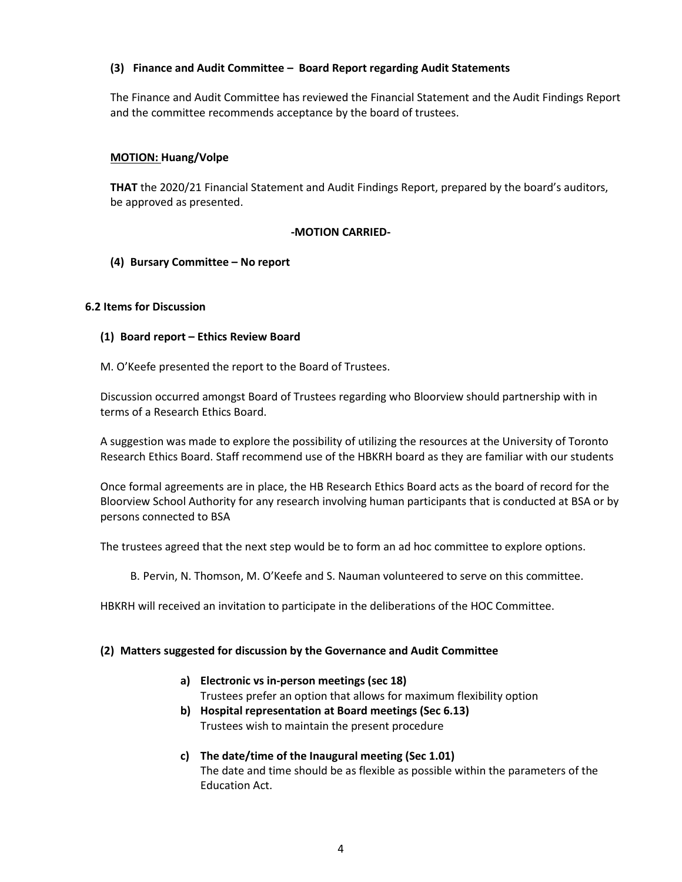**(3) Finance and Audit Committee – Board Report regarding Audit Statements**

The Finance and Audit Committee has reviewed the Financial Statement and the Audit Findings Report and the committee recommends acceptance by the board of trustees.

**MOTION: Huang/Volpe**

**THAT** the 2020/21 Financial Statement and Audit Findings Report, prepared by the board's auditors, be approved as presented.

**-MOTION CARRIED-**

**(4) Bursary Committee – No report**

**6.2 Items for Discussion**

**(1) Board report – Ethics Review Board**

M. O'Keefe presented the report to the Board of Trustees.

Discussion occurred amongst Board of Trustees regarding who Bloorview should partnership with in terms of a Research Ethics Board.

A suggestion was made to explore the possibility of utilizing the resources at the University of Toronto Research Ethics Board. Staff recommend use of the HBKRH board as they are familiar with our students

Once formal agreements are in place, the HB Research Ethics Board acts as the board of record for the Bloorview School Authority for any research involving human participants that is conducted at BSA or by persons connected to BSA

The trustees agreed that the next step would be to form an ad hoc committee to explore options.

B. Pervin, N. Thomson, M. O'Keefe and S. Nauman volunteered to serve on this committee.

HBKRH will received an invitation to participate in the deliberations of the HOC Committee.

**(2) Matters suggested for discussion by the Governance and Audit Committee**

**a) Electronic vs in-person meetings (sec 18)**
Trustees prefer an option that allows for maximum flexibility option

**b) Hospital representation at Board meetings (Sec 6.13)**
Trustees wish to maintain the present procedure

**c) The date/time of the Inaugural meeting (Sec 1.01)**
The date and time should be as flexible as possible within the parameters of the Education Act.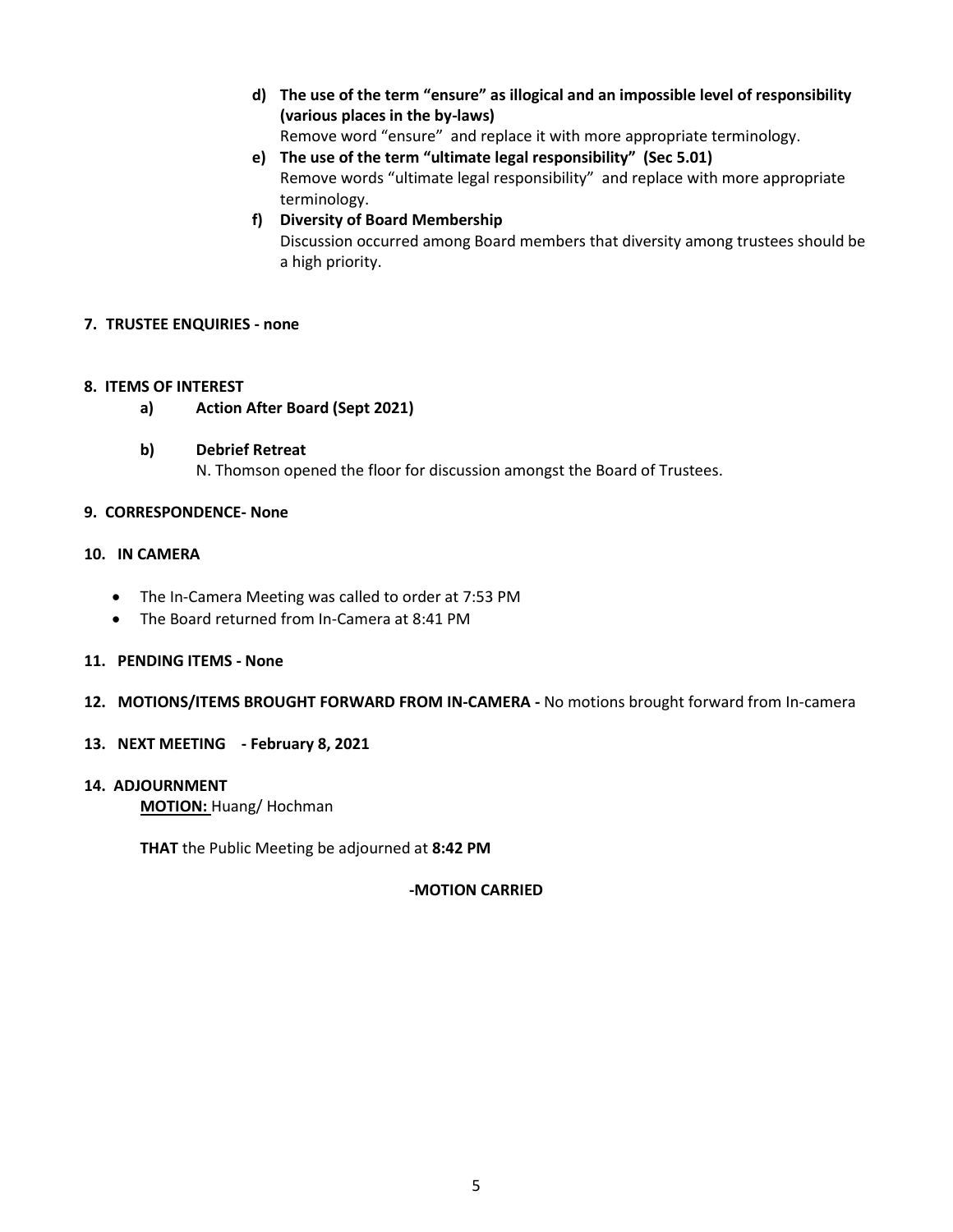- **d) The use of the term "ensure" as illogical and an impossible level of responsibility (various places in the by-laws)**
  Remove word "ensure" and replace it with more appropriate terminology.
- **e) The use of the term "ultimate legal responsibility" (Sec 5.01)**
  Remove words "ultimate legal responsibility" and replace with more appropriate terminology.
- **f) Diversity of Board Membership**
  Discussion occurred among Board members that diversity among trustees should be a high priority.

**7. TRUSTEE ENQUIRIES - none**

**8. ITEMS OF INTEREST**

- **a) Action After Board (Sept 2021)**
- **b) Debrief Retreat**
  N. Thomson opened the floor for discussion amongst the Board of Trustees.

**9. CORRESPONDENCE- None**

**10. IN CAMERA**

- The In-Camera Meeting was called to order at 7:53 PM
- The Board returned from In-Camera at 8:41 PM

**11. PENDING ITEMS - None**

**12. MOTIONS/ITEMS BROUGHT FORWARD FROM IN-CAMERA -** No motions brought forward from In-camera

**13. NEXT MEETING - February 8, 2021**

**14. ADJOURNMENT**

**MOTION:** Huang/ Hochman

**THAT** the Public Meeting be adjourned at **8:42 PM**

**-MOTION CARRIED**